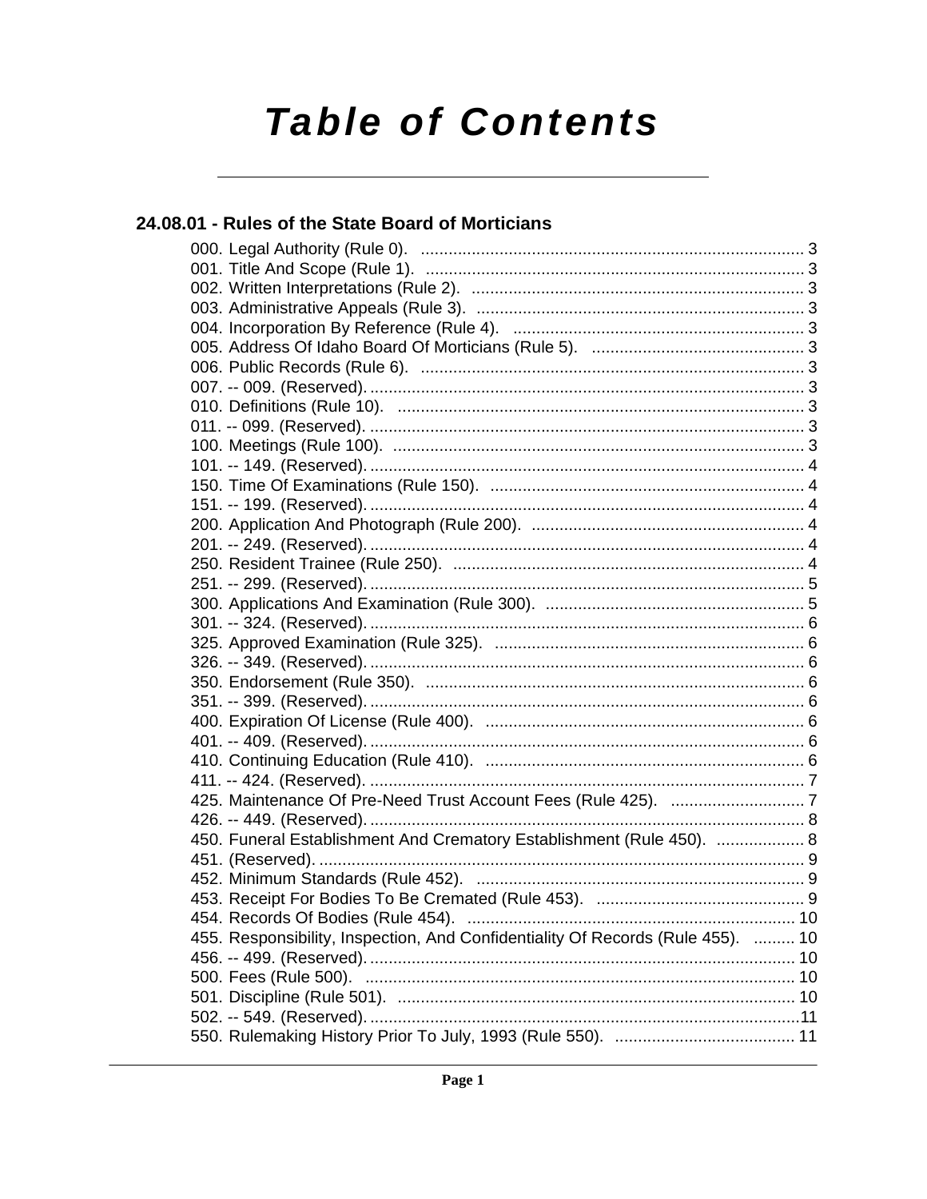# Table of Contents

## 24.08.01 - Rules of the State Board of Morticians

000. Legal Authority (Rule 0). ... 3
001. Title And Scope (Rule 1). ... 3
002. Written Interpretations (Rule 2). ... 3
003. Administrative Appeals (Rule 3). ... 3
004. Incorporation By Reference (Rule 4). ... 3
005. Address Of Idaho Board Of Morticians (Rule 5). ... 3
006. Public Records (Rule 6). ... 3
007. -- 009. (Reserved). ... 3
010. Definitions (Rule 10). ... 3
011. -- 099. (Reserved). ... 3
100. Meetings (Rule 100). ... 3
101. -- 149. (Reserved). ... 4
150. Time Of Examinations (Rule 150). ... 4
151. -- 199. (Reserved). ... 4
200. Application And Photograph (Rule 200). ... 4
201. -- 249. (Reserved). ... 4
250. Resident Trainee (Rule 250). ... 4
251. -- 299. (Reserved). ... 5
300. Applications And Examination (Rule 300). ... 5
301. -- 324. (Reserved). ... 6
325. Approved Examination (Rule 325). ... 6
326. -- 349. (Reserved). ... 6
350. Endorsement (Rule 350). ... 6
351. -- 399. (Reserved). ... 6
400. Expiration Of License (Rule 400). ... 6
401. -- 409. (Reserved). ... 6
410. Continuing Education (Rule 410). ... 6
411. -- 424. (Reserved). ... 7
425. Maintenance Of Pre-Need Trust Account Fees (Rule 425). ... 7
426. -- 449. (Reserved). ... 8
450. Funeral Establishment And Crematory Establishment (Rule 450). ... 8
451. (Reserved). ... 9
452. Minimum Standards (Rule 452). ... 9
453. Receipt For Bodies To Be Cremated (Rule 453). ... 9
454. Records Of Bodies (Rule 454). ... 10
455. Responsibility, Inspection, And Confidentiality Of Records (Rule 455). ... 10
456. -- 499. (Reserved). ... 10
500. Fees (Rule 500). ... 10
501. Discipline (Rule 501). ... 10
502. -- 549. (Reserved). ... 11
550. Rulemaking History Prior To July, 1993 (Rule 550). ... 11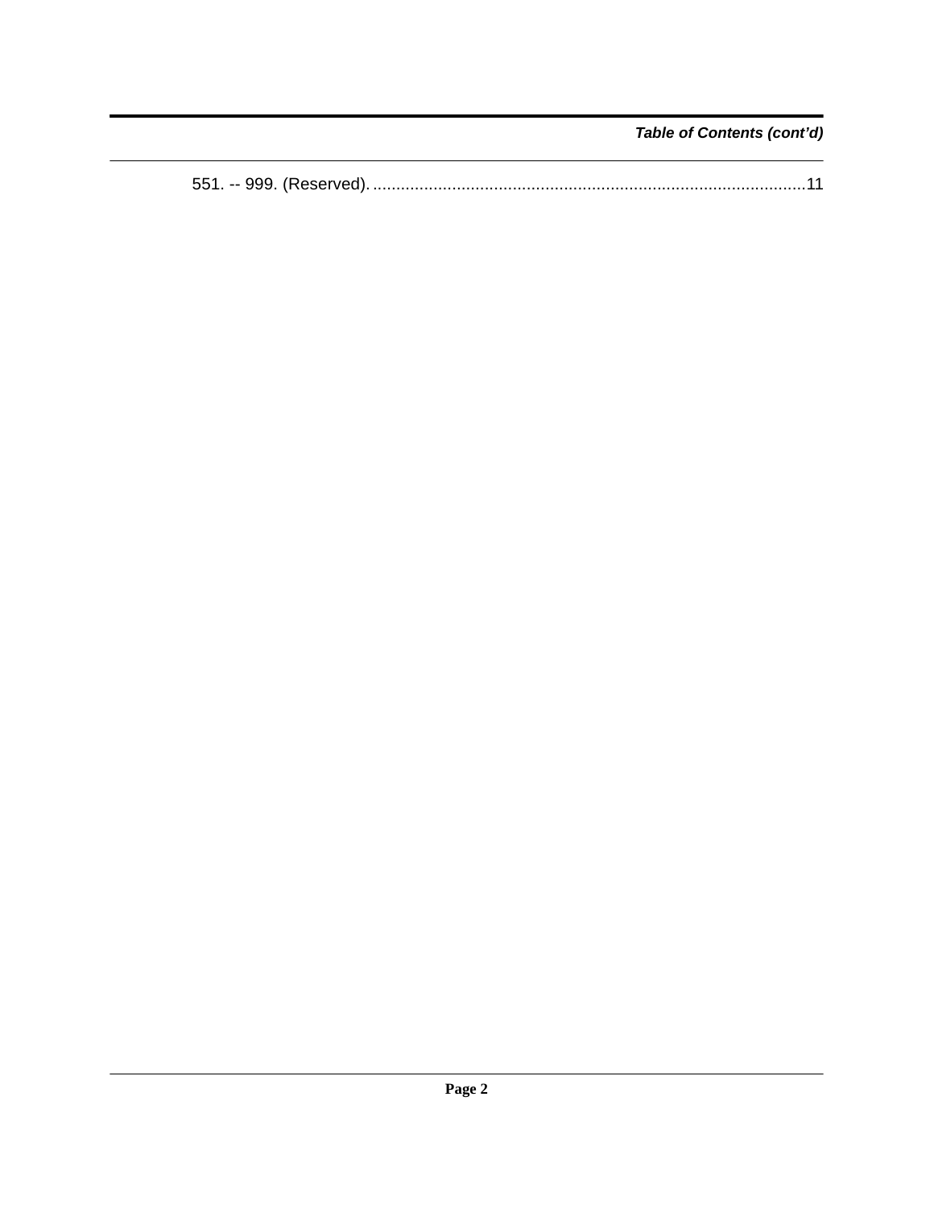*Table of Contents (cont'd)*

551. -- 999. (Reserved). ............................................................................................11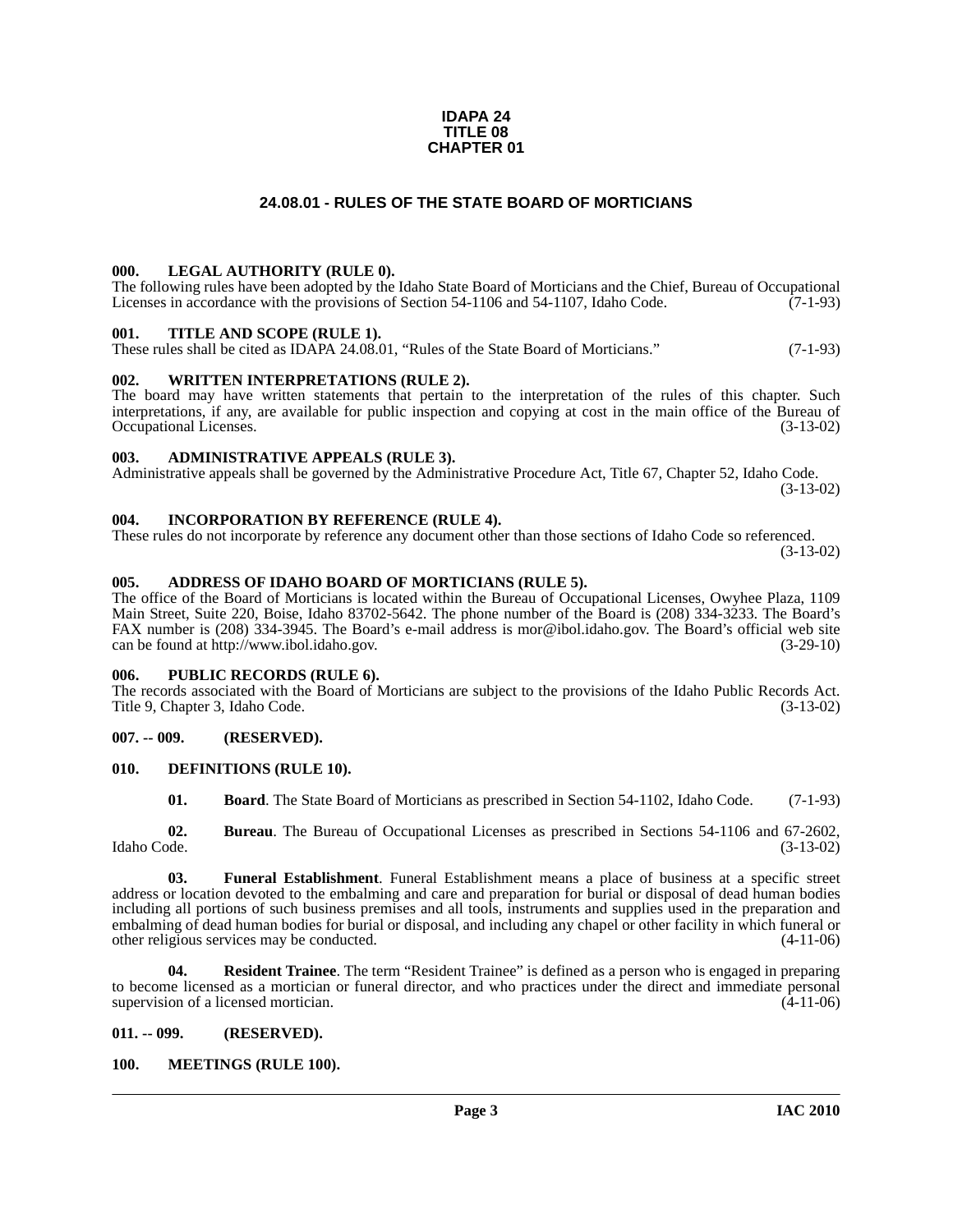**IDAPA 24**
**TITLE 08**
**CHAPTER 01**

# 24.08.01 - RULES OF THE STATE BOARD OF MORTICIANS

### 000. LEGAL AUTHORITY (RULE 0).

The following rules have been adopted by the Idaho State Board of Morticians and the Chief, Bureau of Occupational Licenses in accordance with the provisions of Section 54-1106 and 54-1107, Idaho Code. (7-1-93)

### 001. TITLE AND SCOPE (RULE 1).

These rules shall be cited as IDAPA 24.08.01, "Rules of the State Board of Morticians." (7-1-93)

### 002. WRITTEN INTERPRETATIONS (RULE 2).

The board may have written statements that pertain to the interpretation of the rules of this chapter. Such interpretations, if any, are available for public inspection and copying at cost in the main office of the Bureau of Occupational Licenses. (3-13-02)

### 003. ADMINISTRATIVE APPEALS (RULE 3).

Administrative appeals shall be governed by the Administrative Procedure Act, Title 67, Chapter 52, Idaho Code. (3-13-02)

### 004. INCORPORATION BY REFERENCE (RULE 4).

These rules do not incorporate by reference any document other than those sections of Idaho Code so referenced. (3-13-02)

### 005. ADDRESS OF IDAHO BOARD OF MORTICIANS (RULE 5).

The office of the Board of Morticians is located within the Bureau of Occupational Licenses, Owyhee Plaza, 1109 Main Street, Suite 220, Boise, Idaho 83702-5642. The phone number of the Board is (208) 334-3233. The Board's FAX number is (208) 334-3945. The Board's e-mail address is mor@ibol.idaho.gov. The Board's official web site can be found at http://www.ibol.idaho.gov. (3-29-10)

### 006. PUBLIC RECORDS (RULE 6).

The records associated with the Board of Morticians are subject to the provisions of the Idaho Public Records Act. Title 9, Chapter 3, Idaho Code. (3-13-02)

### 007. -- 009. (RESERVED).

### 010. DEFINITIONS (RULE 10).

**01. Board**. The State Board of Morticians as prescribed in Section 54-1102, Idaho Code. (7-1-93)

**02. Bureau**. The Bureau of Occupational Licenses as prescribed in Sections 54-1106 and 67-2602, Idaho Code. (3-13-02)

**03. Funeral Establishment**. Funeral Establishment means a place of business at a specific street address or location devoted to the embalming and care and preparation for burial or disposal of dead human bodies including all portions of such business premises and all tools, instruments and supplies used in the preparation and embalming of dead human bodies for burial or disposal, and including any chapel or other facility in which funeral or other religious services may be conducted. (4-11-06)

**04. Resident Trainee**. The term "Resident Trainee" is defined as a person who is engaged in preparing to become licensed as a mortician or funeral director, and who practices under the direct and immediate personal supervision of a licensed mortician. (4-11-06)

### 011. -- 099. (RESERVED).

### 100. MEETINGS (RULE 100).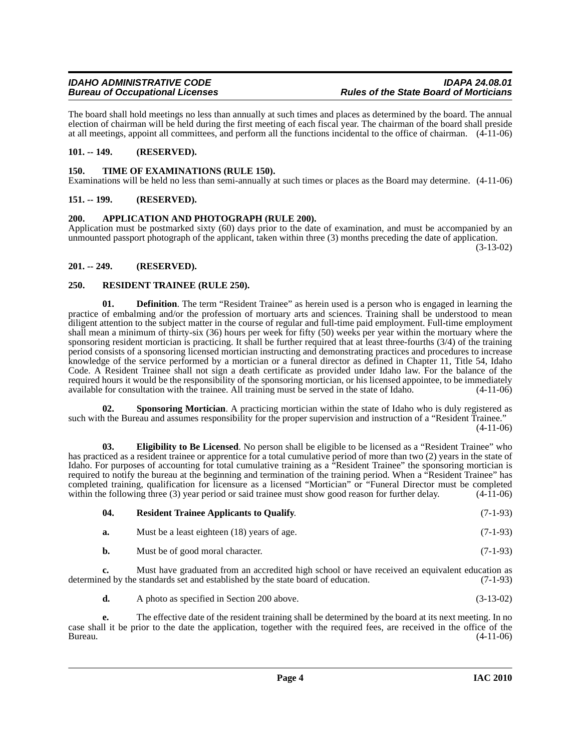The board shall hold meetings no less than annually at such times and places as determined by the board. The annual election of chairman will be held during the first meeting of each fiscal year. The chairman of the board shall preside at all meetings, appoint all committees, and perform all the functions incidental to the office of chairman. (4-11-06)

## 101. -- 149. (RESERVED).

## 150. TIME OF EXAMINATIONS (RULE 150).

Examinations will be held no less than semi-annually at such times or places as the Board may determine. (4-11-06)

## 151. -- 199. (RESERVED).

## 200. APPLICATION AND PHOTOGRAPH (RULE 200).

Application must be postmarked sixty (60) days prior to the date of examination, and must be accompanied by an unmounted passport photograph of the applicant, taken within three (3) months preceding the date of application. (3-13-02)

## 201. -- 249. (RESERVED).

## 250. RESIDENT TRAINEE (RULE 250).

**01. Definition**. The term "Resident Trainee" as herein used is a person who is engaged in learning the practice of embalming and/or the profession of mortuary arts and sciences. Training shall be understood to mean diligent attention to the subject matter in the course of regular and full-time paid employment. Full-time employment shall mean a minimum of thirty-six (36) hours per week for fifty (50) weeks per year within the mortuary where the sponsoring resident mortician is practicing. It shall be further required that at least three-fourths (3/4) of the training period consists of a sponsoring licensed mortician instructing and demonstrating practices and procedures to increase knowledge of the service performed by a mortician or a funeral director as defined in Chapter 11, Title 54, Idaho Code. A Resident Trainee shall not sign a death certificate as provided under Idaho law. For the balance of the required hours it would be the responsibility of the sponsoring mortician, or his licensed appointee, to be immediately available for consultation with the trainee. All training must be served in the state of Idaho. (4-11-06)

**02. Sponsoring Mortician**. A practicing mortician within the state of Idaho who is duly registered as such with the Bureau and assumes responsibility for the proper supervision and instruction of a "Resident Trainee." (4-11-06)

**03. Eligibility to Be Licensed**. No person shall be eligible to be licensed as a "Resident Trainee" who has practiced as a resident trainee or apprentice for a total cumulative period of more than two (2) years in the state of Idaho. For purposes of accounting for total cumulative training as a "Resident Trainee" the sponsoring mortician is required to notify the bureau at the beginning and termination of the training period. When a "Resident Trainee" has completed training, qualification for licensure as a licensed "Mortician" or "Funeral Director must be completed within the following three (3) year period or said trainee must show good reason for further delay. (4-11-06)

**04. Resident Trainee Applicants to Qualify**. (7-1-93)

**a.** Must be a least eighteen (18) years of age. (7-1-93)

**b.** Must be of good moral character. (7-1-93)

**c.** Must have graduated from an accredited high school or have received an equivalent education as determined by the standards set and established by the state board of education. (7-1-93)

**d.** A photo as specified in Section 200 above. (3-13-02)

**e.** The effective date of the resident training shall be determined by the board at its next meeting. In no case shall it be prior to the date the application, together with the required fees, are received in the office of the Bureau. (4-11-06)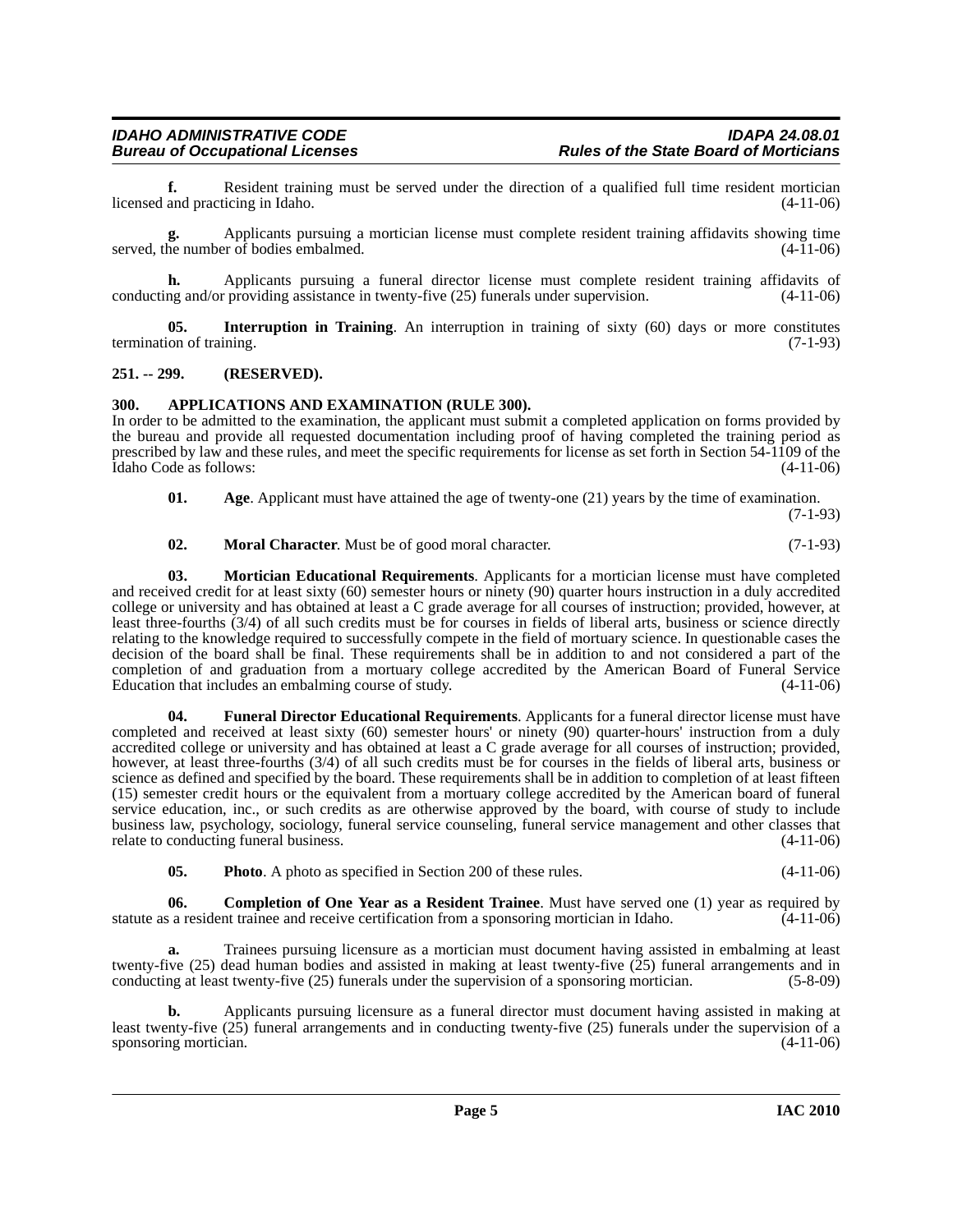**f.** Resident training must be served under the direction of a qualified full time resident mortician licensed and practicing in Idaho. (4-11-06)

**g.** Applicants pursuing a mortician license must complete resident training affidavits showing time served, the number of bodies embalmed. (4-11-06)

**h.** Applicants pursuing a funeral director license must complete resident training affidavits of conducting and/or providing assistance in twenty-five (25) funerals under supervision. (4-11-06)

**05. Interruption in Training**. An interruption in training of sixty (60) days or more constitutes termination of training. (7-1-93)

## 251. -- 299. (RESERVED).

## 300. APPLICATIONS AND EXAMINATION (RULE 300).

In order to be admitted to the examination, the applicant must submit a completed application on forms provided by the bureau and provide all requested documentation including proof of having completed the training period as prescribed by law and these rules, and meet the specific requirements for license as set forth in Section 54-1109 of the Idaho Code as follows: (4-11-06)

**01. Age**. Applicant must have attained the age of twenty-one (21) years by the time of examination. (7-1-93)

**02. Moral Character**. Must be of good moral character. (7-1-93)

**03. Mortician Educational Requirements**. Applicants for a mortician license must have completed and received credit for at least sixty (60) semester hours or ninety (90) quarter hours instruction in a duly accredited college or university and has obtained at least a C grade average for all courses of instruction; provided, however, at least three-fourths (3/4) of all such credits must be for courses in fields of liberal arts, business or science directly relating to the knowledge required to successfully compete in the field of mortuary science. In questionable cases the decision of the board shall be final. These requirements shall be in addition to and not considered a part of the completion of and graduation from a mortuary college accredited by the American Board of Funeral Service Education that includes an embalming course of study. (4-11-06)

**04. Funeral Director Educational Requirements**. Applicants for a funeral director license must have completed and received at least sixty (60) semester hours' or ninety (90) quarter-hours' instruction from a duly accredited college or university and has obtained at least a C grade average for all courses of instruction; provided, however, at least three-fourths (3/4) of all such credits must be for courses in the fields of liberal arts, business or science as defined and specified by the board. These requirements shall be in addition to completion of at least fifteen (15) semester credit hours or the equivalent from a mortuary college accredited by the American board of funeral service education, inc., or such credits as are otherwise approved by the board, with course of study to include business law, psychology, sociology, funeral service counseling, funeral service management and other classes that relate to conducting funeral business. (4-11-06)

**05. Photo**. A photo as specified in Section 200 of these rules. (4-11-06)

**06. Completion of One Year as a Resident Trainee**. Must have served one (1) year as required by statute as a resident trainee and receive certification from a sponsoring mortician in Idaho. (4-11-06)

**a.** Trainees pursuing licensure as a mortician must document having assisted in embalming at least twenty-five (25) dead human bodies and assisted in making at least twenty-five (25) funeral arrangements and in conducting at least twenty-five (25) funerals under the supervision of a sponsoring mortician. (5-8-09)

**b.** Applicants pursuing licensure as a funeral director must document having assisted in making at least twenty-five (25) funeral arrangements and in conducting twenty-five (25) funerals under the supervision of a sponsoring mortician. (4-11-06)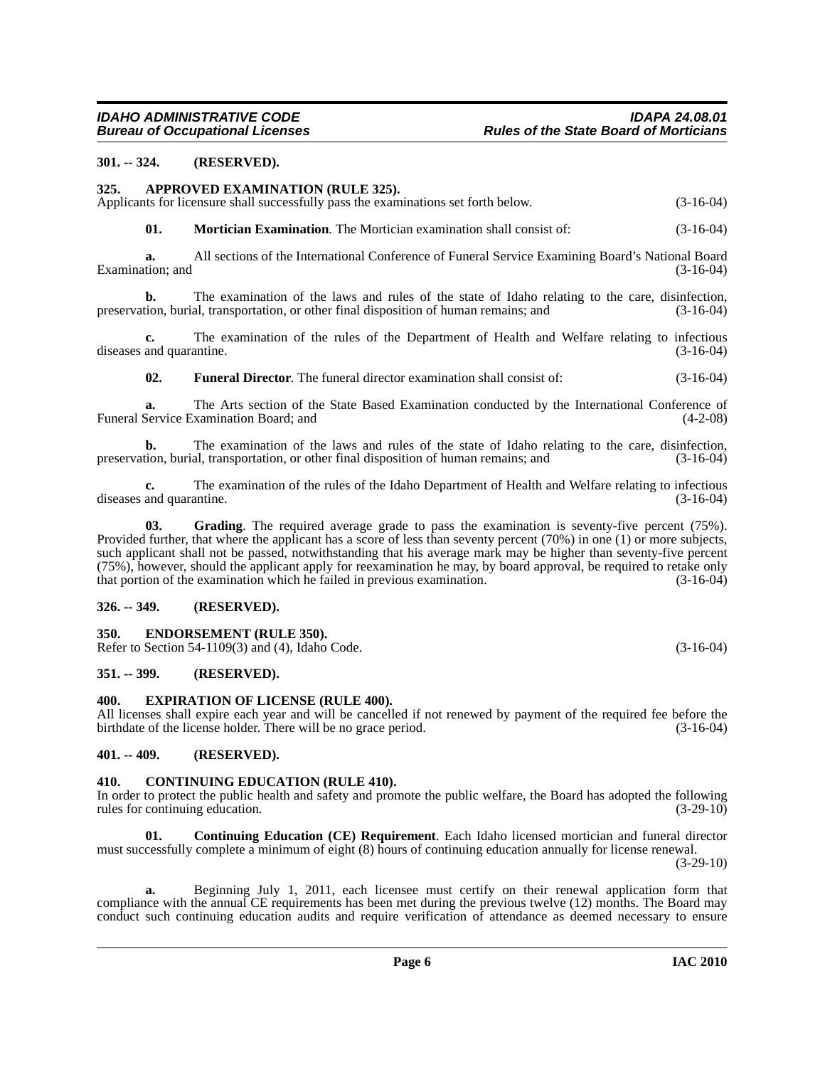**301. -- 324. (RESERVED).**

**325. APPROVED EXAMINATION (RULE 325).**

Applicants for licensure shall successfully pass the examinations set forth below. (3-16-04)

**01. Mortician Examination**. The Mortician examination shall consist of: (3-16-04)

**a.** All sections of the International Conference of Funeral Service Examining Board's National Board Examination; and (3-16-04)

**b.** The examination of the laws and rules of the state of Idaho relating to the care, disinfection, preservation, burial, transportation, or other final disposition of human remains; and (3-16-04)

**c.** The examination of the rules of the Department of Health and Welfare relating to infectious diseases and quarantine. (3-16-04)

**02. Funeral Director**. The funeral director examination shall consist of: (3-16-04)

**a.** The Arts section of the State Based Examination conducted by the International Conference of Funeral Service Examination Board; and (4-2-08)

**b.** The examination of the laws and rules of the state of Idaho relating to the care, disinfection, preservation, burial, transportation, or other final disposition of human remains; and (3-16-04)

**c.** The examination of the rules of the Idaho Department of Health and Welfare relating to infectious diseases and quarantine. (3-16-04)

**03. Grading**. The required average grade to pass the examination is seventy-five percent (75%). Provided further, that where the applicant has a score of less than seventy percent (70%) in one (1) or more subjects, such applicant shall not be passed, notwithstanding that his average mark may be higher than seventy-five percent (75%), however, should the applicant apply for reexamination he may, by board approval, be required to retake only that portion of the examination which he failed in previous examination. (3-16-04)

**326. -- 349. (RESERVED).**

**350. ENDORSEMENT (RULE 350).**

Refer to Section 54-1109(3) and (4), Idaho Code. (3-16-04)

**351. -- 399. (RESERVED).**

**400. EXPIRATION OF LICENSE (RULE 400).**

All licenses shall expire each year and will be cancelled if not renewed by payment of the required fee before the birthdate of the license holder. There will be no grace period. (3-16-04)

**401. -- 409. (RESERVED).**

**410. CONTINUING EDUCATION (RULE 410).**

In order to protect the public health and safety and promote the public welfare, the Board has adopted the following rules for continuing education. (3-29-10)

**01. Continuing Education (CE) Requirement**. Each Idaho licensed mortician and funeral director must successfully complete a minimum of eight (8) hours of continuing education annually for license renewal. (3-29-10)

**a.** Beginning July 1, 2011, each licensee must certify on their renewal application form that compliance with the annual CE requirements has been met during the previous twelve (12) months. The Board may conduct such continuing education audits and require verification of attendance as deemed necessary to ensure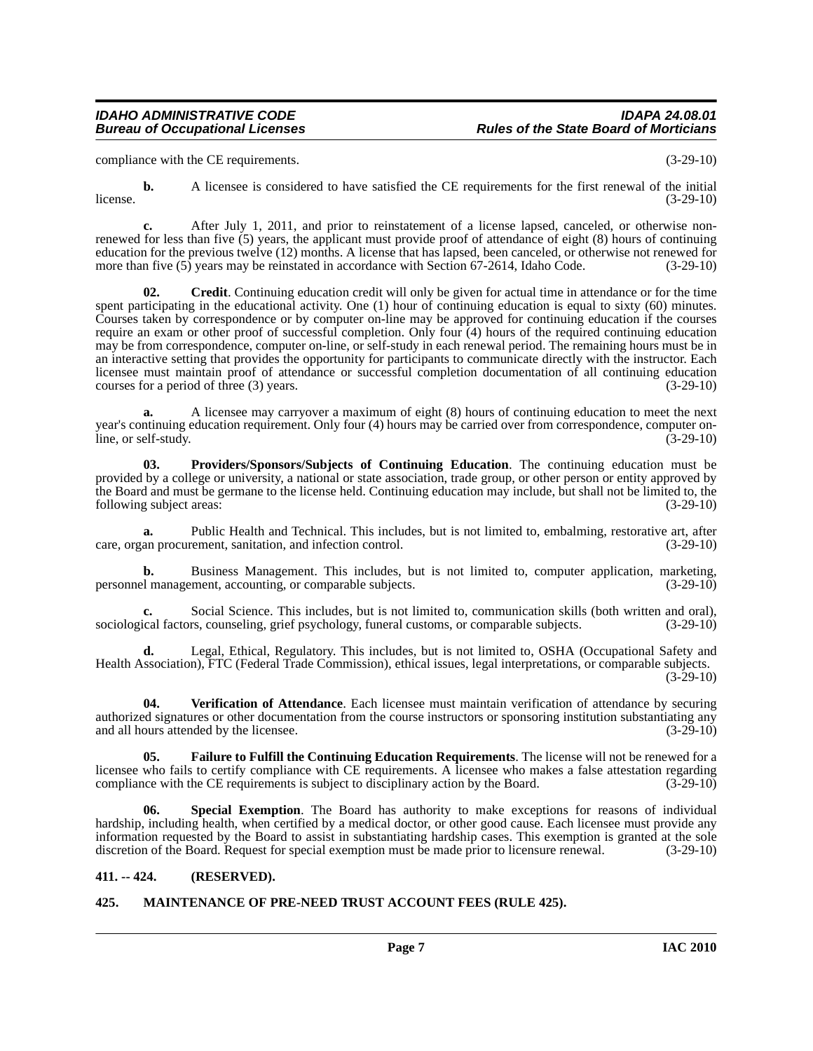compliance with the CE requirements. (3-29-10)

**b.** A licensee is considered to have satisfied the CE requirements for the first renewal of the initial license. (3-29-10)

**c.** After July 1, 2011, and prior to reinstatement of a license lapsed, canceled, or otherwise non-renewed for less than five (5) years, the applicant must provide proof of attendance of eight (8) hours of continuing education for the previous twelve (12) months. A license that has lapsed, been canceled, or otherwise not renewed for more than five (5) years may be reinstated in accordance with Section 67-2614, Idaho Code. (3-29-10)

**02. Credit**. Continuing education credit will only be given for actual time in attendance or for the time spent participating in the educational activity. One (1) hour of continuing education is equal to sixty (60) minutes. Courses taken by correspondence or by computer on-line may be approved for continuing education if the courses require an exam or other proof of successful completion. Only four (4) hours of the required continuing education may be from correspondence, computer on-line, or self-study in each renewal period. The remaining hours must be in an interactive setting that provides the opportunity for participants to communicate directly with the instructor. Each licensee must maintain proof of attendance or successful completion documentation of all continuing education courses for a period of three (3) years. (3-29-10)

**a.** A licensee may carryover a maximum of eight (8) hours of continuing education to meet the next year's continuing education requirement. Only four (4) hours may be carried over from correspondence, computer on-line, or self-study. (3-29-10)

**03. Providers/Sponsors/Subjects of Continuing Education**. The continuing education must be provided by a college or university, a national or state association, trade group, or other person or entity approved by the Board and must be germane to the license held. Continuing education may include, but shall not be limited to, the following subject areas: (3-29-10)

**a.** Public Health and Technical. This includes, but is not limited to, embalming, restorative art, after care, organ procurement, sanitation, and infection control. (3-29-10)

**b.** Business Management. This includes, but is not limited to, computer application, marketing, personnel management, accounting, or comparable subjects. (3-29-10)

**c.** Social Science. This includes, but is not limited to, communication skills (both written and oral), sociological factors, counseling, grief psychology, funeral customs, or comparable subjects. (3-29-10)

**d.** Legal, Ethical, Regulatory. This includes, but is not limited to, OSHA (Occupational Safety and Health Association), FTC (Federal Trade Commission), ethical issues, legal interpretations, or comparable subjects. (3-29-10)

**04. Verification of Attendance**. Each licensee must maintain verification of attendance by securing authorized signatures or other documentation from the course instructors or sponsoring institution substantiating any and all hours attended by the licensee. (3-29-10)

**05. Failure to Fulfill the Continuing Education Requirements**. The license will not be renewed for a licensee who fails to certify compliance with CE requirements. A licensee who makes a false attestation regarding compliance with the CE requirements is subject to disciplinary action by the Board. (3-29-10)

**06. Special Exemption**. The Board has authority to make exceptions for reasons of individual hardship, including health, when certified by a medical doctor, or other good cause. Each licensee must provide any information requested by the Board to assist in substantiating hardship cases. This exemption is granted at the sole discretion of the Board. Request for special exemption must be made prior to licensure renewal. (3-29-10)

## 411. -- 424. (RESERVED).

## 425. MAINTENANCE OF PRE-NEED TRUST ACCOUNT FEES (RULE 425).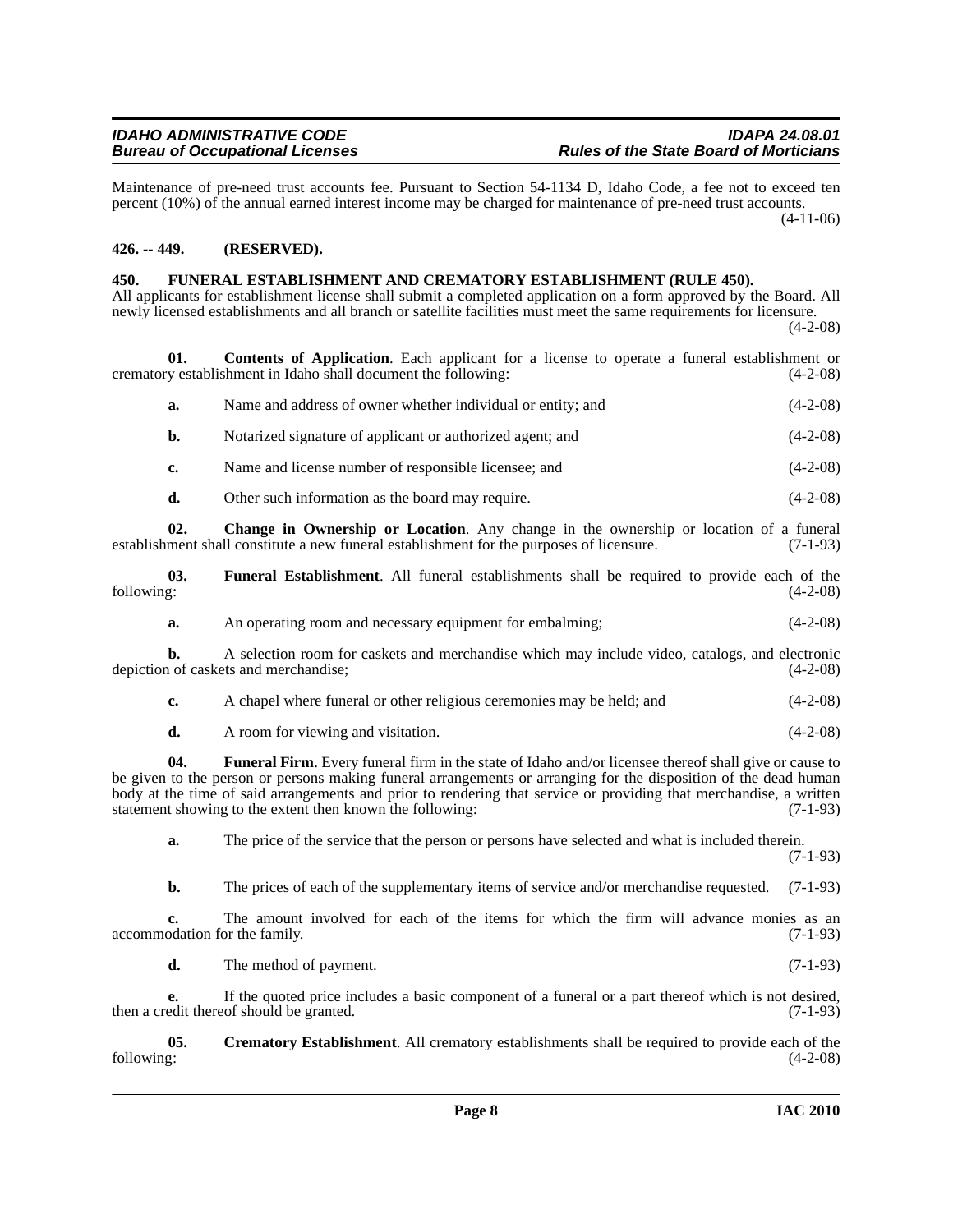Maintenance of pre-need trust accounts fee. Pursuant to Section 54-1134 D, Idaho Code, a fee not to exceed ten percent (10%) of the annual earned interest income may be charged for maintenance of pre-need trust accounts. (4-11-06)

**426. -- 449. (RESERVED).**

**450. FUNERAL ESTABLISHMENT AND CREMATORY ESTABLISHMENT (RULE 450).**

All applicants for establishment license shall submit a completed application on a form approved by the Board. All newly licensed establishments and all branch or satellite facilities must meet the same requirements for licensure. (4-2-08)

**01. Contents of Application**. Each applicant for a license to operate a funeral establishment or crematory establishment in Idaho shall document the following: (4-2-08)

**a.** Name and address of owner whether individual or entity; and (4-2-08)

**b.** Notarized signature of applicant or authorized agent; and (4-2-08)

**c.** Name and license number of responsible licensee; and (4-2-08)

**d.** Other such information as the board may require. (4-2-08)

**02. Change in Ownership or Location**. Any change in the ownership or location of a funeral establishment shall constitute a new funeral establishment for the purposes of licensure. (7-1-93)

**03. Funeral Establishment**. All funeral establishments shall be required to provide each of the following: (4-2-08)

**a.** An operating room and necessary equipment for embalming; (4-2-08)

**b.** A selection room for caskets and merchandise which may include video, catalogs, and electronic depiction of caskets and merchandise; (4-2-08)

**c.** A chapel where funeral or other religious ceremonies may be held; and (4-2-08)

**d.** A room for viewing and visitation. (4-2-08)

**04. Funeral Firm**. Every funeral firm in the state of Idaho and/or licensee thereof shall give or cause to be given to the person or persons making funeral arrangements or arranging for the disposition of the dead human body at the time of said arrangements and prior to rendering that service or providing that merchandise, a written statement showing to the extent then known the following: (7-1-93)

**a.** The price of the service that the person or persons have selected and what is included therein. (7-1-93)

**b.** The prices of each of the supplementary items of service and/or merchandise requested. (7-1-93)

**c.** The amount involved for each of the items for which the firm will advance monies as an accommodation for the family. (7-1-93)

**d.** The method of payment. (7-1-93)

**e.** If the quoted price includes a basic component of a funeral or a part thereof which is not desired, then a credit thereof should be granted. (7-1-93)

**05. Crematory Establishment**. All crematory establishments shall be required to provide each of the following: (4-2-08)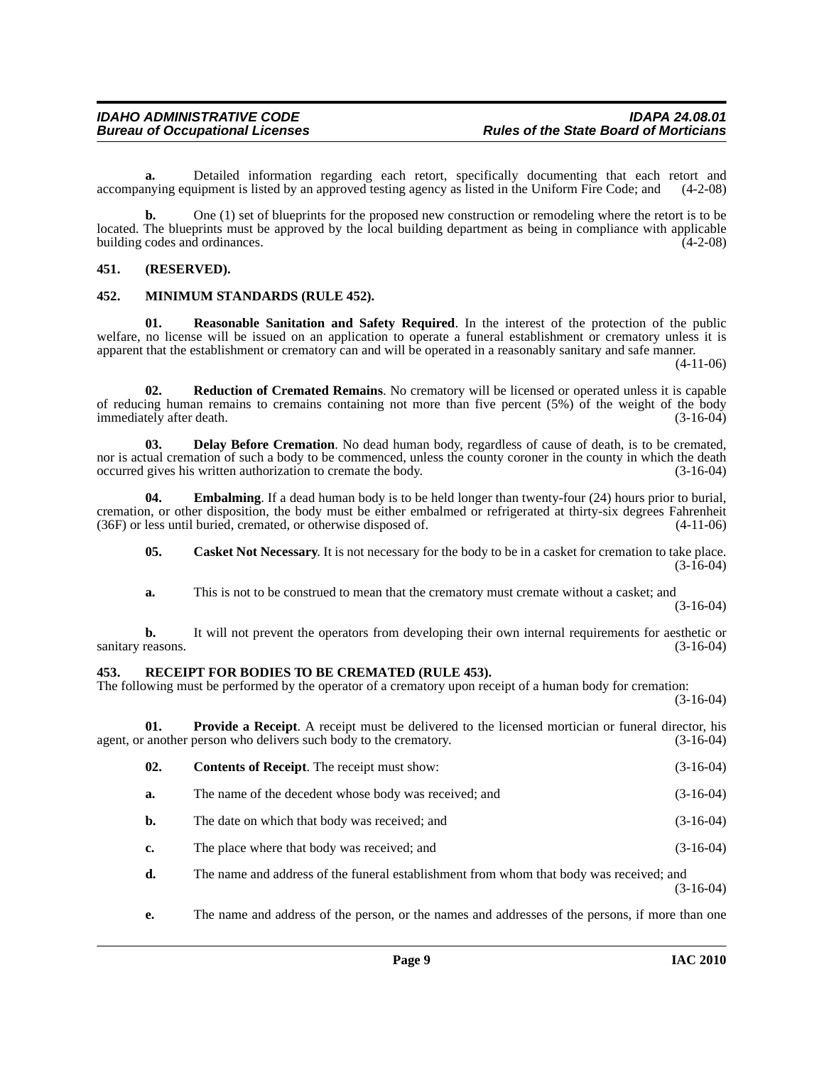**a.** Detailed information regarding each retort, specifically documenting that each retort and accompanying equipment is listed by an approved testing agency as listed in the Uniform Fire Code; and (4-2-08)

**b.** One (1) set of blueprints for the proposed new construction or remodeling where the retort is to be located. The blueprints must be approved by the local building department as being in compliance with applicable building codes and ordinances. (4-2-08)

## 451. (RESERVED).

## 452. MINIMUM STANDARDS (RULE 452).

**01. Reasonable Sanitation and Safety Required**. In the interest of the protection of the public welfare, no license will be issued on an application to operate a funeral establishment or crematory unless it is apparent that the establishment or crematory can and will be operated in a reasonably sanitary and safe manner. (4-11-06)

**02. Reduction of Cremated Remains**. No crematory will be licensed or operated unless it is capable of reducing human remains to cremains containing not more than five percent (5%) of the weight of the body immediately after death. (3-16-04)

**03. Delay Before Cremation**. No dead human body, regardless of cause of death, is to be cremated, nor is actual cremation of such a body to be commenced, unless the county coroner in the county in which the death occurred gives his written authorization to cremate the body. (3-16-04)

**04. Embalming**. If a dead human body is to be held longer than twenty-four (24) hours prior to burial, cremation, or other disposition, the body must be either embalmed or refrigerated at thirty-six degrees Fahrenheit (36F) or less until buried, cremated, or otherwise disposed of. (4-11-06)

**05. Casket Not Necessary**. It is not necessary for the body to be in a casket for cremation to take place. (3-16-04)

**a.** This is not to be construed to mean that the crematory must cremate without a casket; and (3-16-04)

**b.** It will not prevent the operators from developing their own internal requirements for aesthetic or sanitary reasons. (3-16-04)

## 453. RECEIPT FOR BODIES TO BE CREMATED (RULE 453).

The following must be performed by the operator of a crematory upon receipt of a human body for cremation: (3-16-04)

**01. Provide a Receipt**. A receipt must be delivered to the licensed mortician or funeral director, his agent, or another person who delivers such body to the crematory. (3-16-04)

**02. Contents of Receipt**. The receipt must show: (3-16-04)

**a.** The name of the decedent whose body was received; and (3-16-04)

**b.** The date on which that body was received; and (3-16-04)

**c.** The place where that body was received; and (3-16-04)

**d.** The name and address of the funeral establishment from whom that body was received; and (3-16-04)

**e.** The name and address of the person, or the names and addresses of the persons, if more than one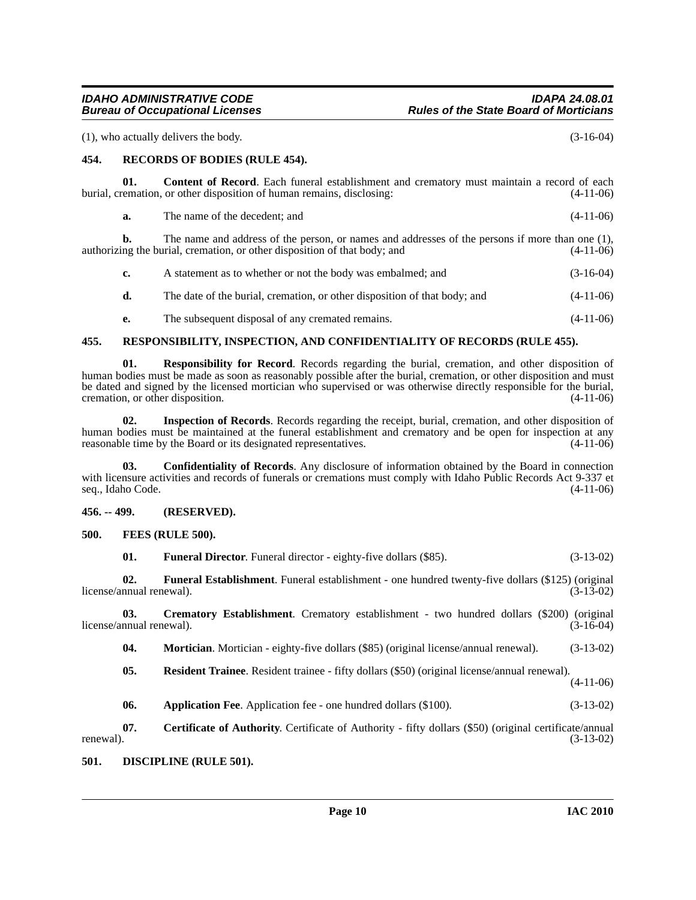(1), who actually delivers the body. (3-16-04)

## 454. RECORDS OF BODIES (RULE 454).

**01. Content of Record**. Each funeral establishment and crematory must maintain a record of each burial, cremation, or other disposition of human remains, disclosing: (4-11-06)

**a.** The name of the decedent; and (4-11-06)

**b.** The name and address of the person, or names and addresses of the persons if more than one (1), authorizing the burial, cremation, or other disposition of that body; and (4-11-06)

**c.** A statement as to whether or not the body was embalmed; and (3-16-04)

**d.** The date of the burial, cremation, or other disposition of that body; and (4-11-06)

**e.** The subsequent disposal of any cremated remains. (4-11-06)

## 455. RESPONSIBILITY, INSPECTION, AND CONFIDENTIALITY OF RECORDS (RULE 455).

**01. Responsibility for Record**. Records regarding the burial, cremation, and other disposition of human bodies must be made as soon as reasonably possible after the burial, cremation, or other disposition and must be dated and signed by the licensed mortician who supervised or was otherwise directly responsible for the burial, cremation, or other disposition. (4-11-06)

**02. Inspection of Records**. Records regarding the receipt, burial, cremation, and other disposition of human bodies must be maintained at the funeral establishment and crematory and be open for inspection at any reasonable time by the Board or its designated representatives. (4-11-06)

**03. Confidentiality of Records**. Any disclosure of information obtained by the Board in connection with licensure activities and records of funerals or cremations must comply with Idaho Public Records Act 9-337 et seq., Idaho Code. (4-11-06)

## 456. -- 499. (RESERVED).

## 500. FEES (RULE 500).

**01. Funeral Director**. Funeral director - eighty-five dollars ($85). (3-13-02)

**02. Funeral Establishment**. Funeral establishment - one hundred twenty-five dollars ($125) (original license/annual renewal). (3-13-02)

**03. Crematory Establishment**. Crematory establishment - two hundred dollars ($200) (original license/annual renewal). (3-16-04)

**04. Mortician**. Mortician - eighty-five dollars ($85) (original license/annual renewal). (3-13-02)

**05. Resident Trainee**. Resident trainee - fifty dollars ($50) (original license/annual renewal). (4-11-06)

**06. Application Fee**. Application fee - one hundred dollars ($100). (3-13-02)

**07. Certificate of Authority**. Certificate of Authority - fifty dollars ($50) (original certificate/annual renewal). (3-13-02)

## 501. DISCIPLINE (RULE 501).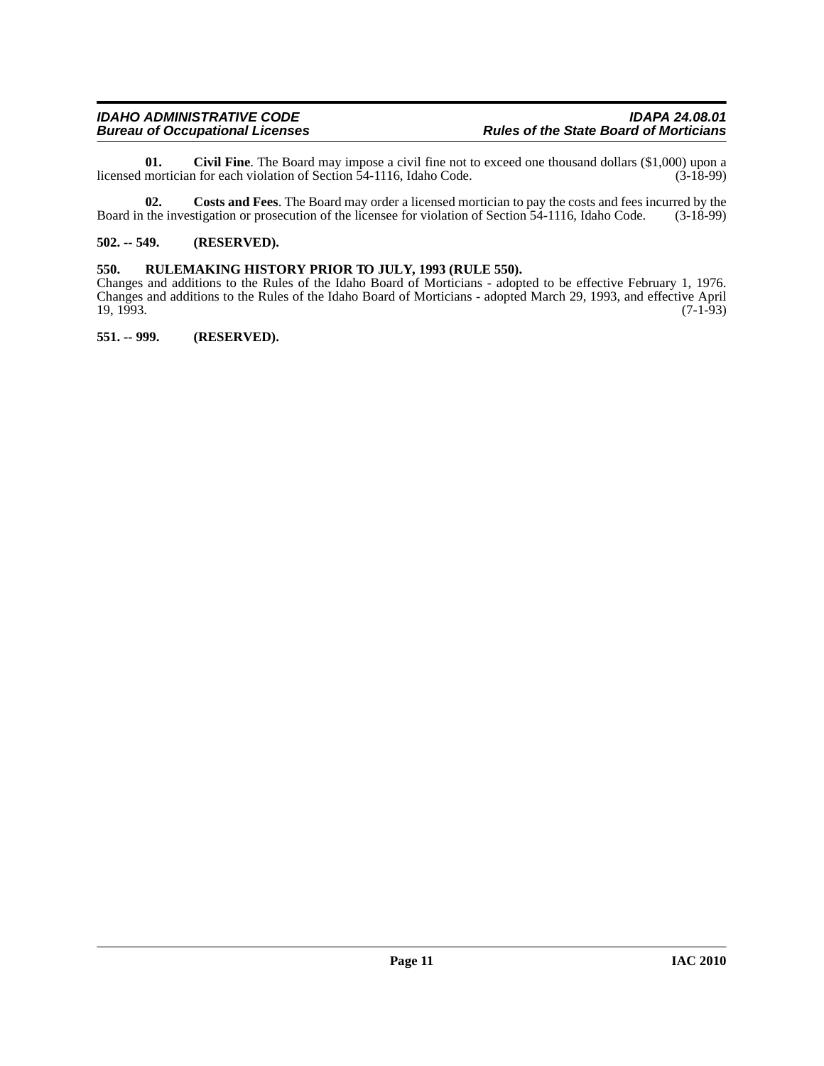**01. Civil Fine**. The Board may impose a civil fine not to exceed one thousand dollars ($1,000) upon a licensed mortician for each violation of Section 54-1116, Idaho Code. (3-18-99)

**02. Costs and Fees**. The Board may order a licensed mortician to pay the costs and fees incurred by the Board in the investigation or prosecution of the licensee for violation of Section 54-1116, Idaho Code. (3-18-99)

**502. -- 549. (RESERVED).**

**550. RULEMAKING HISTORY PRIOR TO JULY, 1993 (RULE 550).**

Changes and additions to the Rules of the Idaho Board of Morticians - adopted to be effective February 1, 1976. Changes and additions to the Rules of the Idaho Board of Morticians - adopted March 29, 1993, and effective April 19, 1993. (7-1-93)

**551. -- 999. (RESERVED).**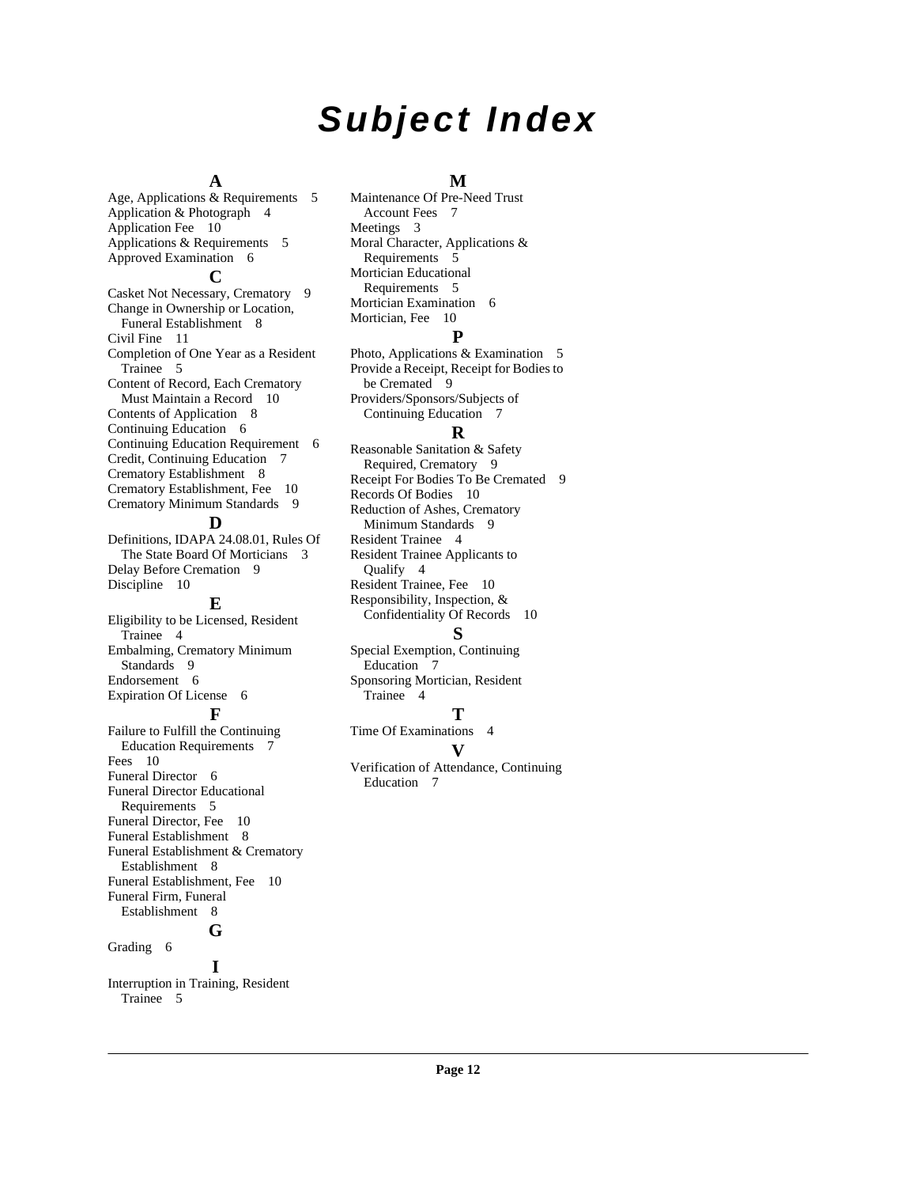# *Subject Index*

**A**

Age, Applications & Requirements 5
Application & Photograph 4
Application Fee 10
Applications & Requirements 5
Approved Examination 6

**C**

Casket Not Necessary, Crematory 9
Change in Ownership or Location, Funeral Establishment 8
Civil Fine 11
Completion of One Year as a Resident Trainee 5
Content of Record, Each Crematory Must Maintain a Record 10
Contents of Application 8
Continuing Education 6
Continuing Education Requirement 6
Credit, Continuing Education 7
Crematory Establishment 8
Crematory Establishment, Fee 10
Crematory Minimum Standards 9

**D**

Definitions, IDAPA 24.08.01, Rules Of The State Board Of Morticians 3
Delay Before Cremation 9
Discipline 10

**E**

Eligibility to be Licensed, Resident Trainee 4
Embalming, Crematory Minimum Standards 9
Endorsement 6
Expiration Of License 6

**F**

Failure to Fulfill the Continuing Education Requirements 7
Fees 10
Funeral Director 6
Funeral Director Educational Requirements 5
Funeral Director, Fee 10
Funeral Establishment 8
Funeral Establishment & Crematory Establishment 8
Funeral Establishment, Fee 10
Funeral Firm, Funeral Establishment 8

**G**

Grading 6

**I**

Interruption in Training, Resident Trainee 5

**M**

Maintenance Of Pre-Need Trust Account Fees 7
Meetings 3
Moral Character, Applications & Requirements 5
Mortician Educational Requirements 5
Mortician Examination 6
Mortician, Fee 10

**P**

Photo, Applications & Examination 5
Provide a Receipt, Receipt for Bodies to be Cremated 9
Providers/Sponsors/Subjects of Continuing Education 7

**R**

Reasonable Sanitation & Safety Required, Crematory 9
Receipt For Bodies To Be Cremated 9
Records Of Bodies 10
Reduction of Ashes, Crematory Minimum Standards 9
Resident Trainee 4
Resident Trainee Applicants to Qualify 4
Resident Trainee, Fee 10
Responsibility, Inspection, & Confidentiality Of Records 10

**S**

Special Exemption, Continuing Education 7
Sponsoring Mortician, Resident Trainee 4

**T**

Time Of Examinations 4

**V**

Verification of Attendance, Continuing Education 7